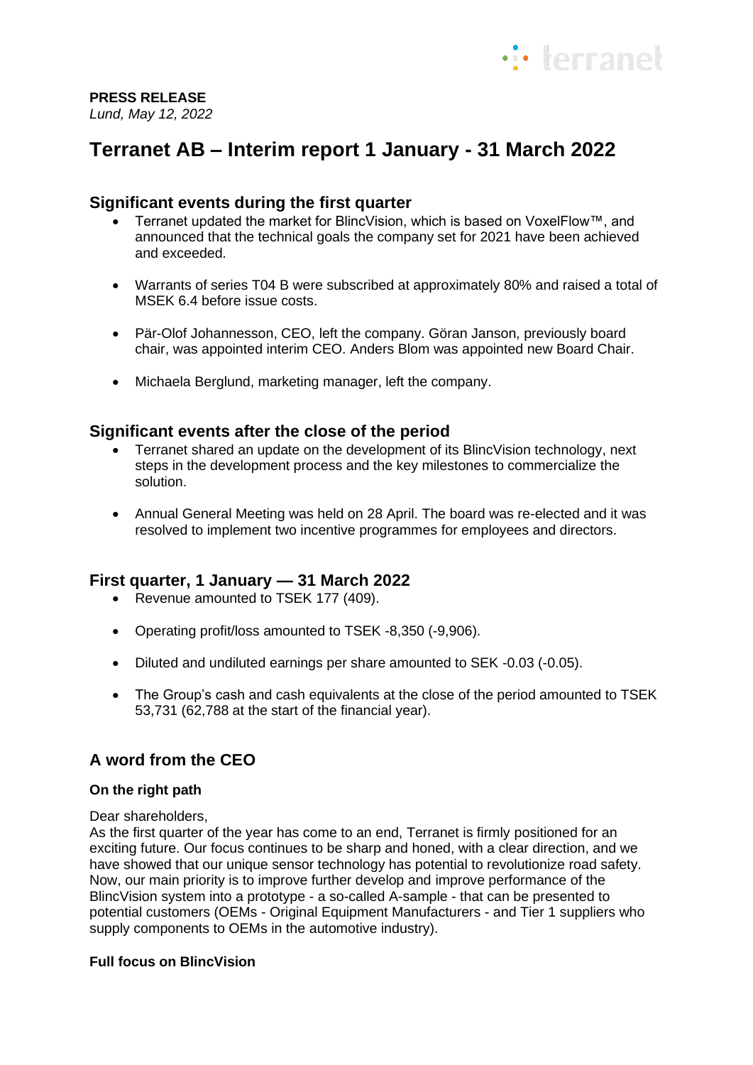**PRESS RELEASE**
*Lund, May 12, 2022*

# Terranet AB – Interim report 1 January - 31 March 2022

## Significant events during the first quarter

- Terranet updated the market for BlincVision, which is based on VoxelFlow™, and announced that the technical goals the company set for 2021 have been achieved and exceeded.
- Warrants of series T04 B were subscribed at approximately 80% and raised a total of MSEK 6.4 before issue costs.
- Pär-Olof Johannesson, CEO, left the company. Göran Janson, previously board chair, was appointed interim CEO. Anders Blom was appointed new Board Chair.
- Michaela Berglund, marketing manager, left the company.

## Significant events after the close of the period

- Terranet shared an update on the development of its BlincVision technology, next steps in the development process and the key milestones to commercialize the solution.
- Annual General Meeting was held on 28 April. The board was re-elected and it was resolved to implement two incentive programmes for employees and directors.

## First quarter, 1 January — 31 March 2022

- Revenue amounted to TSEK 177 (409).
- Operating profit/loss amounted to TSEK -8,350 (-9,906).
- Diluted and undiluted earnings per share amounted to SEK -0.03 (-0.05).
- The Group's cash and cash equivalents at the close of the period amounted to TSEK 53,731 (62,788 at the start of the financial year).

## A word from the CEO

**On the right path**

Dear shareholders,
As the first quarter of the year has come to an end, Terranet is firmly positioned for an exciting future. Our focus continues to be sharp and honed, with a clear direction, and we have showed that our unique sensor technology has potential to revolutionize road safety. Now, our main priority is to improve further develop and improve performance of the BlincVision system into a prototype - a so-called A-sample - that can be presented to potential customers (OEMs - Original Equipment Manufacturers - and Tier 1 suppliers who supply components to OEMs in the automotive industry).

**Full focus on BlincVision**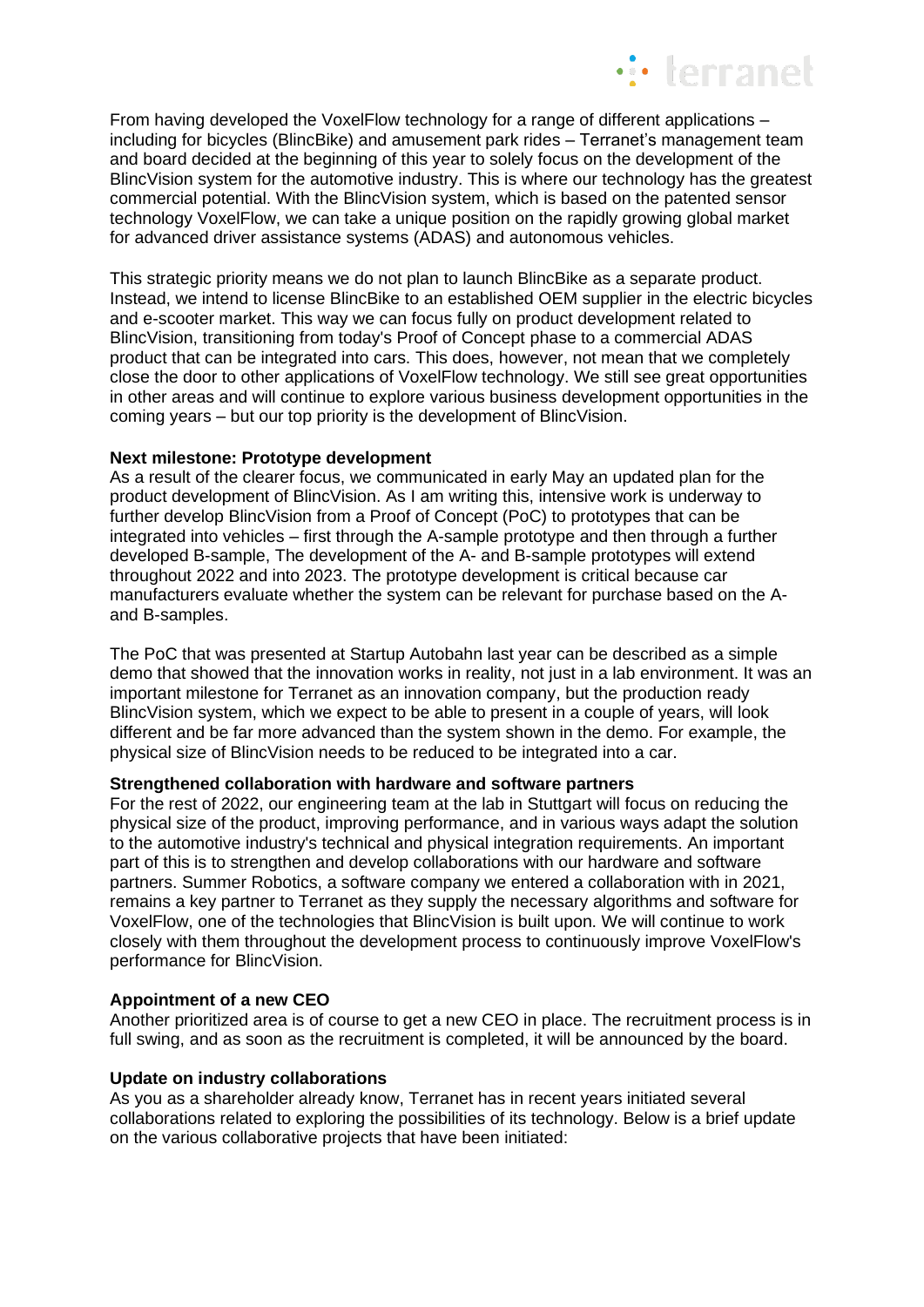From having developed the VoxelFlow technology for a range of different applications – including for bicycles (BlincBike) and amusement park rides – Terranet's management team and board decided at the beginning of this year to solely focus on the development of the BlincVision system for the automotive industry. This is where our technology has the greatest commercial potential. With the BlincVision system, which is based on the patented sensor technology VoxelFlow, we can take a unique position on the rapidly growing global market for advanced driver assistance systems (ADAS) and autonomous vehicles.

This strategic priority means we do not plan to launch BlincBike as a separate product. Instead, we intend to license BlincBike to an established OEM supplier in the electric bicycles and e-scooter market. This way we can focus fully on product development related to BlincVision, transitioning from today's Proof of Concept phase to a commercial ADAS product that can be integrated into cars. This does, however, not mean that we completely close the door to other applications of VoxelFlow technology. We still see great opportunities in other areas and will continue to explore various business development opportunities in the coming years – but our top priority is the development of BlincVision.

**Next milestone: Prototype development**

As a result of the clearer focus, we communicated in early May an updated plan for the product development of BlincVision. As I am writing this, intensive work is underway to further develop BlincVision from a Proof of Concept (PoC) to prototypes that can be integrated into vehicles – first through the A-sample prototype and then through a further developed B-sample, The development of the A- and B-sample prototypes will extend throughout 2022 and into 2023. The prototype development is critical because car manufacturers evaluate whether the system can be relevant for purchase based on the A- and B-samples.

The PoC that was presented at Startup Autobahn last year can be described as a simple demo that showed that the innovation works in reality, not just in a lab environment. It was an important milestone for Terranet as an innovation company, but the production ready BlincVision system, which we expect to be able to present in a couple of years, will look different and be far more advanced than the system shown in the demo. For example, the physical size of BlincVision needs to be reduced to be integrated into a car.

**Strengthened collaboration with hardware and software partners**

For the rest of 2022, our engineering team at the lab in Stuttgart will focus on reducing the physical size of the product, improving performance, and in various ways adapt the solution to the automotive industry's technical and physical integration requirements. An important part of this is to strengthen and develop collaborations with our hardware and software partners. Summer Robotics, a software company we entered a collaboration with in 2021, remains a key partner to Terranet as they supply the necessary algorithms and software for VoxelFlow, one of the technologies that BlincVision is built upon. We will continue to work closely with them throughout the development process to continuously improve VoxelFlow's performance for BlincVision.

**Appointment of a new CEO**

Another prioritized area is of course to get a new CEO in place. The recruitment process is in full swing, and as soon as the recruitment is completed, it will be announced by the board.

**Update on industry collaborations**

As you as a shareholder already know, Terranet has in recent years initiated several collaborations related to exploring the possibilities of its technology. Below is a brief update on the various collaborative projects that have been initiated: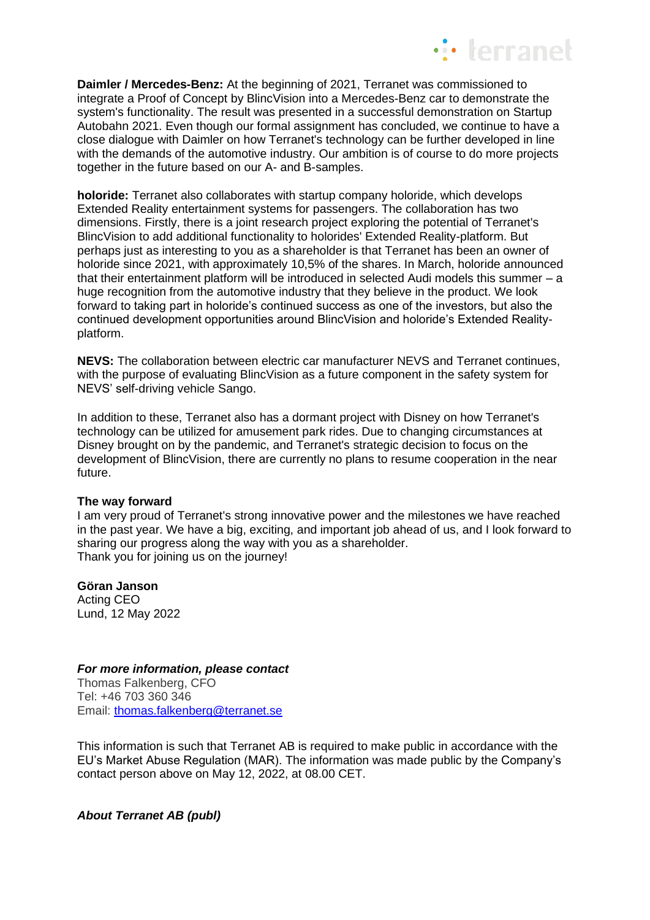**Daimler / Mercedes-Benz:** At the beginning of 2021, Terranet was commissioned to integrate a Proof of Concept by BlincVision into a Mercedes-Benz car to demonstrate the system's functionality. The result was presented in a successful demonstration on Startup Autobahn 2021. Even though our formal assignment has concluded, we continue to have a close dialogue with Daimler on how Terranet's technology can be further developed in line with the demands of the automotive industry. Our ambition is of course to do more projects together in the future based on our A- and B-samples.

**holoride:** Terranet also collaborates with startup company holoride, which develops Extended Reality entertainment systems for passengers. The collaboration has two dimensions. Firstly, there is a joint research project exploring the potential of Terranet's BlincVision to add additional functionality to holorides' Extended Reality-platform. But perhaps just as interesting to you as a shareholder is that Terranet has been an owner of holoride since 2021, with approximately 10,5% of the shares. In March, holoride announced that their entertainment platform will be introduced in selected Audi models this summer – a huge recognition from the automotive industry that they believe in the product. We look forward to taking part in holoride's continued success as one of the investors, but also the continued development opportunities around BlincVision and holoride's Extended Reality-platform.

**NEVS:** The collaboration between electric car manufacturer NEVS and Terranet continues, with the purpose of evaluating BlincVision as a future component in the safety system for NEVS' self-driving vehicle Sango.

In addition to these, Terranet also has a dormant project with Disney on how Terranet's technology can be utilized for amusement park rides. Due to changing circumstances at Disney brought on by the pandemic, and Terranet's strategic decision to focus on the development of BlincVision, there are currently no plans to resume cooperation in the near future.

**The way forward**

I am very proud of Terranet's strong innovative power and the milestones we have reached in the past year. We have a big, exciting, and important job ahead of us, and I look forward to sharing our progress along the way with you as a shareholder.
Thank you for joining us on the journey!

**Göran Janson**
Acting CEO
Lund, 12 May 2022

***For more information, please contact***
Thomas Falkenberg, CFO
Tel: +46 703 360 346
Email: thomas.falkenberg@terranet.se

This information is such that Terranet AB is required to make public in accordance with the EU's Market Abuse Regulation (MAR). The information was made public by the Company's contact person above on May 12, 2022, at 08.00 CET.

***About Terranet AB (publ)***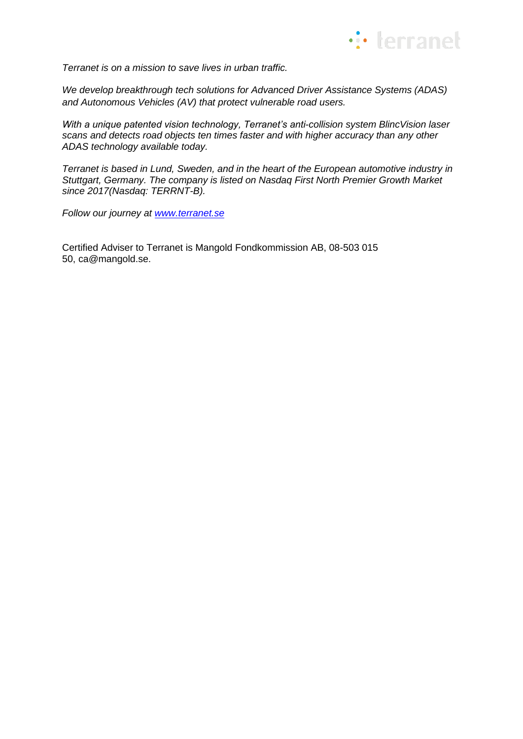*Terranet is on a mission to save lives in urban traffic.*

*We develop breakthrough tech solutions for Advanced Driver Assistance Systems (ADAS) and Autonomous Vehicles (AV) that protect vulnerable road users.*

*With a unique patented vision technology, Terranet's anti-collision system BlincVision laser scans and detects road objects ten times faster and with higher accuracy than any other ADAS technology available today.*

*Terranet is based in Lund, Sweden, and in the heart of the European automotive industry in Stuttgart, Germany. The company is listed on Nasdaq First North Premier Growth Market since 2017(Nasdaq: TERRNT-B).*

*Follow our journey at [www.terranet.se](http://www.terranet.se)*

Certified Adviser to Terranet is Mangold Fondkommission AB, 08-503 015 50, ca@mangold.se.